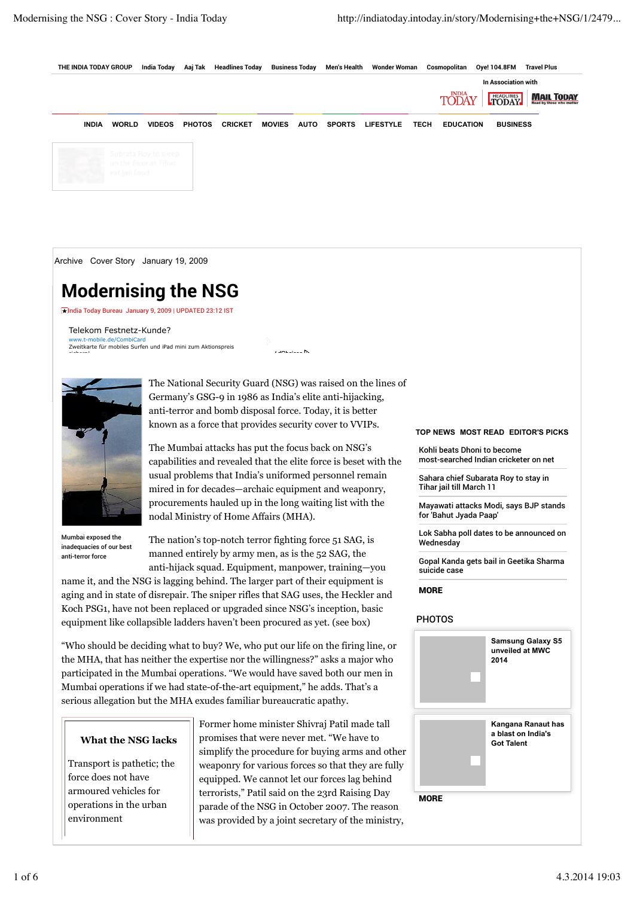Archive Cover Story January 19, 2009

# Modernising the NSG

India Today Bureau January 9, 2009 | UPDATED 23:12 IST

The National Security Guard (NSG) was raised on the lines of Germany's GSG-9 in 1986 as India's elite anti-hijacking, anti-terror and bomb disposal force. Today, it is better known as a force that provides security cover to VVIPs.

The Mumbai attacks has put the focus back on NSG's capabilities and revealed that the elite force is beset with the usual problems that India's uniformed personnel remain mired in for decades—archaic equipment and weaponry, procurements hauled up in the long waiting list with the nodal Ministry of Home Affairs (MHA).

Mumbai exposed the inadequacies of our best anti-terror force

The nation's top-notch terror fighting force 51 SAG, is manned entirely by army men, as is the 52 SAG, the anti-hijack squad. Equipment, manpower, training—you name it, and the NSG is lagging behind. The larger part of their equipment is aging and in state of disrepair. The sniper rifles that SAG uses, the Heckler and Koch PSG1, have not been replaced or upgraded since NSG's inception, basic equipment like collapsible ladders haven't been procured as yet. (see box)

"Who should be deciding what to buy? We, who put our life on the firing line, or the MHA, that has neither the expertise nor the willingness?" asks a major who participated in the Mumbai operations. "We would have saved both our men in Mumbai operations if we had state-of-the-art equipment," he adds. That's a serious allegation but the MHA exudes familiar bureaucratic apathy.

### What the NSG lacks

Transport is pathetic; the force does not have armoured vehicles for operations in the urban environment

Former home minister Shivraj Patil made tall promises that were never met. "We have to simplify the procedure for buying arms and other weaponry for various forces so that they are fully equipped. We cannot let our forces lag behind terrorists," Patil said on the 23rd Raising Day parade of the NSG in October 2007. The reason was provided by a joint secretary of the ministry,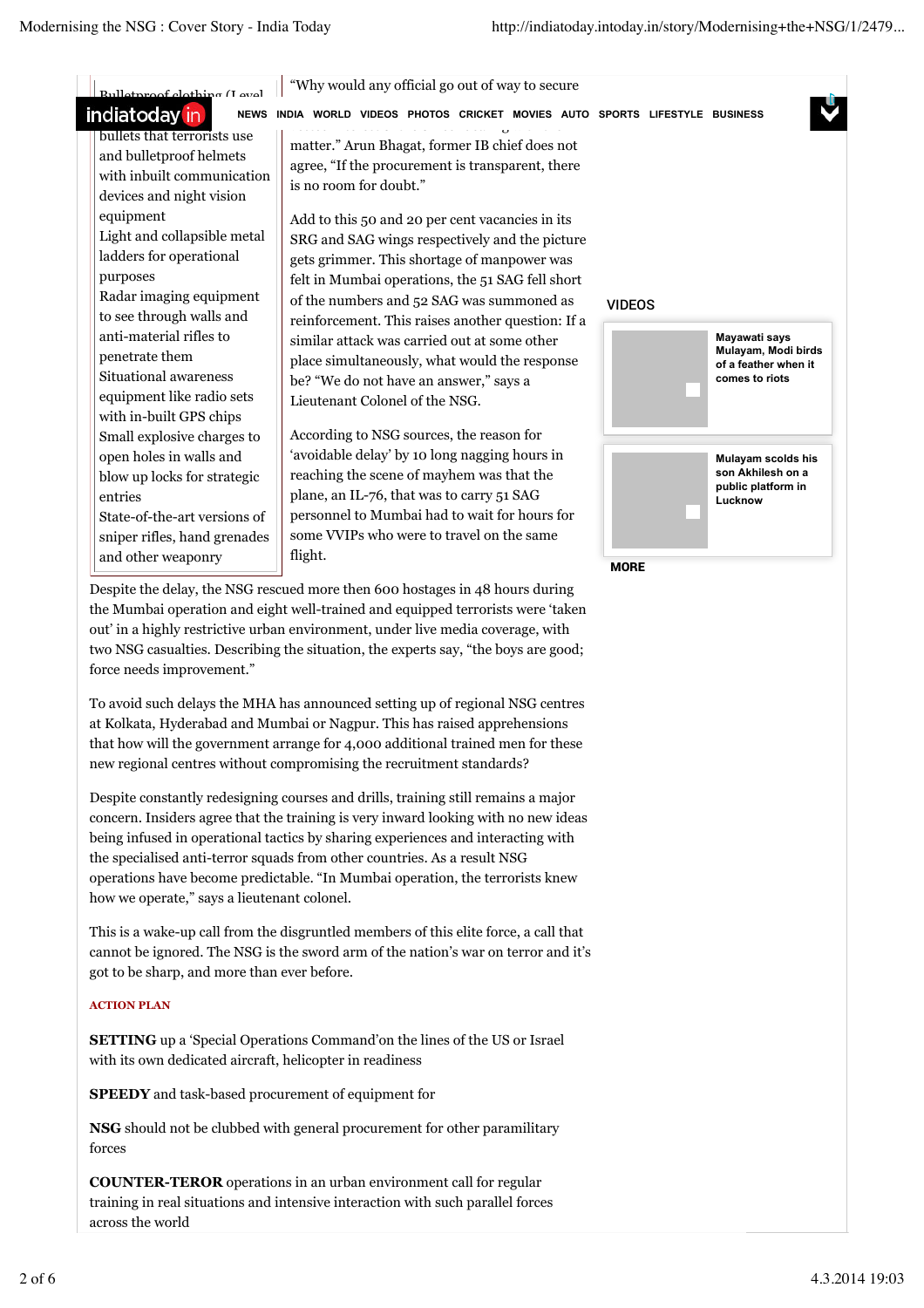Bulletproof clothing (Level ... bullets that terrorists use and bulletproof helmets with inbuilt communication devices and night vision equipment

Light and collapsible metal ladders for operational purposes

Radar imaging equipment to see through walls and anti-material rifles to penetrate them

Situational awareness equipment like radio sets with in-built GPS chips

Small explosive charges to open holes in walls and blow up locks for strategic entries

State-of-the-art versions of sniper rifles, hand grenades and other weaponry

"Why would any official go out of way to secure ... matter." Arun Bhagat, former IB chief does not agree, "If the procurement is transparent, there is no room for doubt."

Add to this 50 and 20 per cent vacancies in its SRG and SAG wings respectively and the picture gets grimmer. This shortage of manpower was felt in Mumbai operations, the 51 SAG fell short of the numbers and 52 SAG was summoned as reinforcement. This raises another question: If a similar attack was carried out at some other place simultaneously, what would the response be? "We do not have an answer," says a Lieutenant Colonel of the NSG.

According to NSG sources, the reason for 'avoidable delay' by 10 long nagging hours in reaching the scene of mayhem was that the plane, an IL-76, that was to carry 51 SAG personnel to Mumbai had to wait for hours for some VVIPs who were to travel on the same flight.

Despite the delay, the NSG rescued more then 600 hostages in 48 hours during the Mumbai operation and eight well-trained and equipped terrorists were 'taken out' in a highly restrictive urban environment, under live media coverage, with two NSG casualties. Describing the situation, the experts say, "the boys are good; force needs improvement."

To avoid such delays the MHA has announced setting up of regional NSG centres at Kolkata, Hyderabad and Mumbai or Nagpur. This has raised apprehensions that how will the government arrange for 4,000 additional trained men for these new regional centres without compromising the recruitment standards?

Despite constantly redesigning courses and drills, training still remains a major concern. Insiders agree that the training is very inward looking with no new ideas being infused in operational tactics by sharing experiences and interacting with the specialised anti-terror squads from other countries. As a result NSG operations have become predictable. "In Mumbai operation, the terrorists knew how we operate," says a lieutenant colonel.

This is a wake-up call from the disgruntled members of this elite force, a call that cannot be ignored. The NSG is the sword arm of the nation's war on terror and it's got to be sharp, and more than ever before.

**ACTION PLAN**

**SETTING** up a 'Special Operations Command'on the lines of the US or Israel with its own dedicated aircraft, helicopter in readiness

**SPEEDY** and task-based procurement of equipment for

**NSG** should not be clubbed with general procurement for other paramilitary forces

**COUNTER-TEROR** operations in an urban environment call for regular training in real situations and intensive interaction with such parallel forces across the world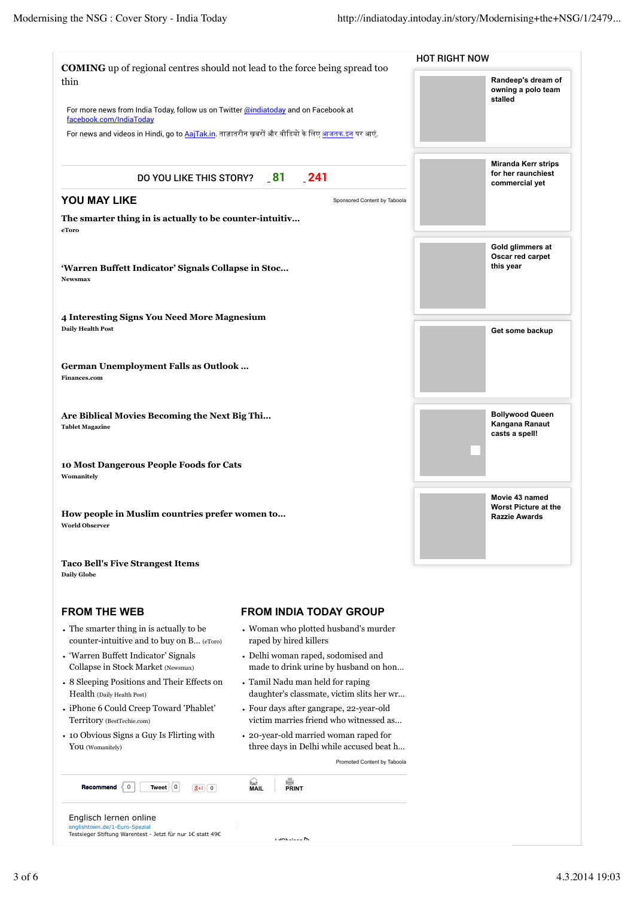**COMING** up of regional centres should not lead to the force being spread too thin

For more news from India Today, follow us on Twitter @indiatoday and on Facebook at facebook.com/IndiaToday

For news and videos in Hindi, go to AajTak.in. ताज़ातरीन ख़बरों और वीडियो के लिए आजतक.इन पर आएं.

DO YOU LIKE THIS STORY? 81 241

## YOU MAY LIKE

Sponsored Content by Taboola

**The smarter thing in is actually to be counter-intuitiv...**
eToro

**'Warren Buffett Indicator' Signals Collapse in Stoc...**
Newsmax

**4 Interesting Signs You Need More Magnesium**
Daily Health Post

**German Unemployment Falls as Outlook ...**
Finances.com

**Are Biblical Movies Becoming the Next Big Thi...**
Tablet Magazine

**10 Most Dangerous People Foods for Cats**
Womanitely

**How people in Muslim countries prefer women to...**
World Observer

**Taco Bell's Five Strangest Items**
Daily Globe

## FROM THE WEB

- The smarter thing in is actually to be counter-intuitive and to buy on B... (eToro)
- 'Warren Buffett Indicator' Signals Collapse in Stock Market (Newsmax)
- 8 Sleeping Positions and Their Effects on Health (Daily Health Post)
- iPhone 6 Could Creep Toward 'Phablet' Territory (BestTechie.com)
- 10 Obvious Signs a Guy Is Flirting with You (Womanitely)

## FROM INDIA TODAY GROUP

- Woman who plotted husband's murder raped by hired killers
- Delhi woman raped, sodomised and made to drink urine by husband on hon...
- Tamil Nadu man held for raping daughter's classmate, victim slits her wr...
- Four days after gangrape, 22-year-old victim marries friend who witnessed as...
- 20-year-old married woman raped for three days in Delhi while accused beat h...

Promoted Content by Taboola

Recommend 0 Tweet 0 0 MAIL PRINT

Englisch lernen online
englishtown.de/1-Euro-Spezial
Testsieger Stiftung Warentest - Jetzt für nur 1€ statt 49€

## HOT RIGHT NOW

- Randeep's dream of owning a polo team stalled
- Miranda Kerr strips for her raunchiest commercial yet
- Gold glimmers at Oscar red carpet this year
- Get some backup
- Bollywood Queen Kangana Ranaut casts a spell!
- Movie 43 named Worst Picture at the Razzie Awards